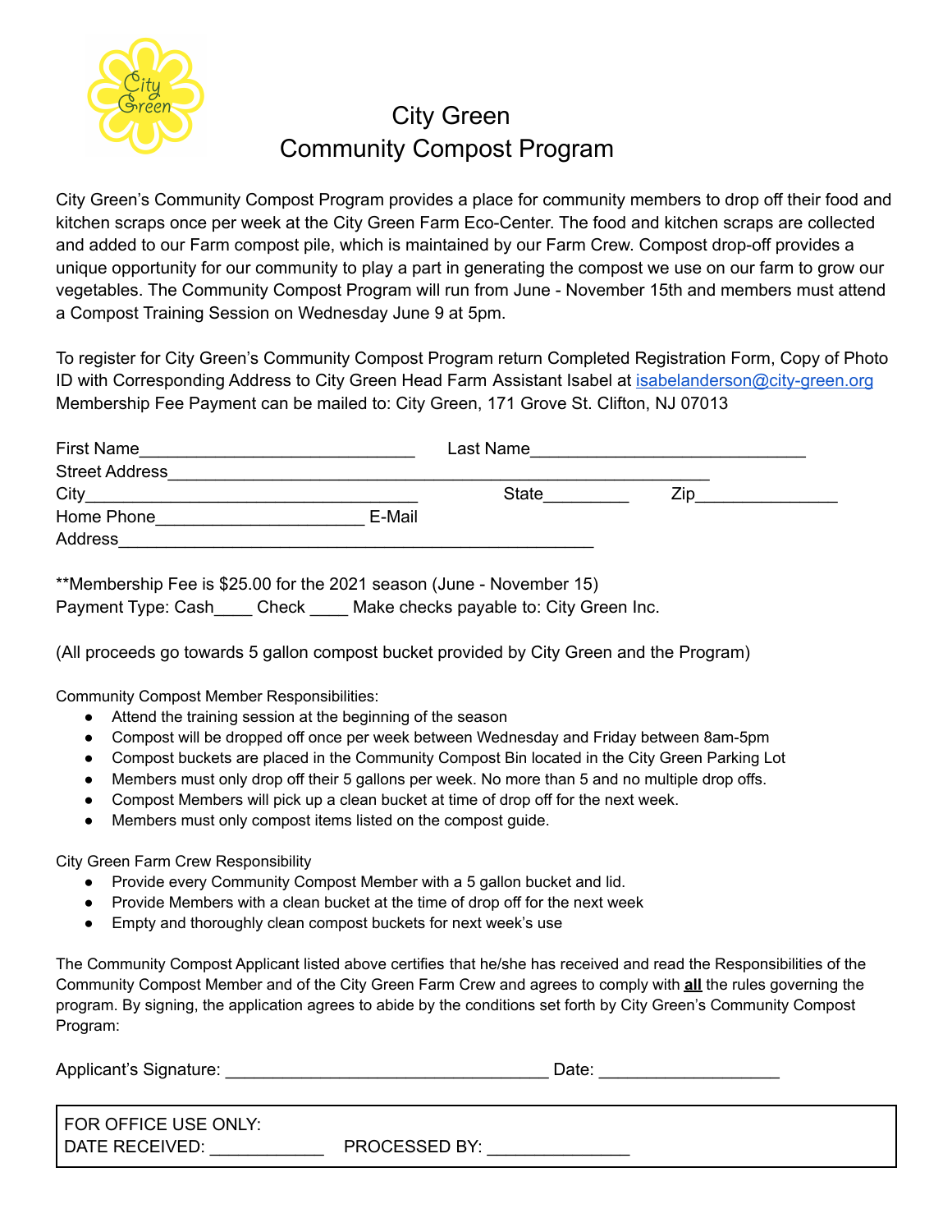# City Green
## Community Compost Program

City Green's Community Compost Program provides a place for community members to drop off their food and kitchen scraps once per week at the City Green Farm Eco-Center. The food and kitchen scraps are collected and added to our Farm compost pile, which is maintained by our Farm Crew. Compost drop-off provides a unique opportunity for our community to play a part in generating the compost we use on our farm to grow our vegetables. The Community Compost Program will run from June - November 15th and members must attend a Compost Training Session on Wednesday June 9 at 5pm.

To register for City Green's Community Compost Program return Completed Registration Form, Copy of Photo ID with Corresponding Address to City Green Head Farm Assistant Isabel at isabelanderson@city-green.org
Membership Fee Payment can be mailed to: City Green, 171 Grove St. Clifton, NJ 07013

First Name_____________________________ Last Name_____________________________
Street Address_________________________________________________________
City___________________________________ State_________ Zip_______________
Home Phone______________________ E-Mail
Address_______________________________________________________

**Membership Fee is $25.00 for the 2021 season (June - November 15)
Payment Type: Cash____ Check ____ Make checks payable to: City Green Inc.

(All proceeds go towards 5 gallon compost bucket provided by City Green and the Program)

Community Compost Member Responsibilities:

- Attend the training session at the beginning of the season
- Compost will be dropped off once per week between Wednesday and Friday between 8am-5pm
- Compost buckets are placed in the Community Compost Bin located in the City Green Parking Lot
- Members must only drop off their 5 gallons per week. No more than 5 and no multiple drop offs.
- Compost Members will pick up a clean bucket at time of drop off for the next week.
- Members must only compost items listed on the compost guide.

City Green Farm Crew Responsibility

- Provide every Community Compost Member with a 5 gallon bucket and lid.
- Provide Members with a clean bucket at the time of drop off for the next week
- Empty and thoroughly clean compost buckets for next week's use

The Community Compost Applicant listed above certifies that he/she has received and read the Responsibilities of the Community Compost Member and of the City Green Farm Crew and agrees to comply with **all** the rules governing the program. By signing, the application agrees to abide by the conditions set forth by City Green's Community Compost Program:

Applicant's Signature: __________________________________ Date: ___________________

FOR OFFICE USE ONLY:
DATE RECEIVED: ____________ PROCESSED BY: ______________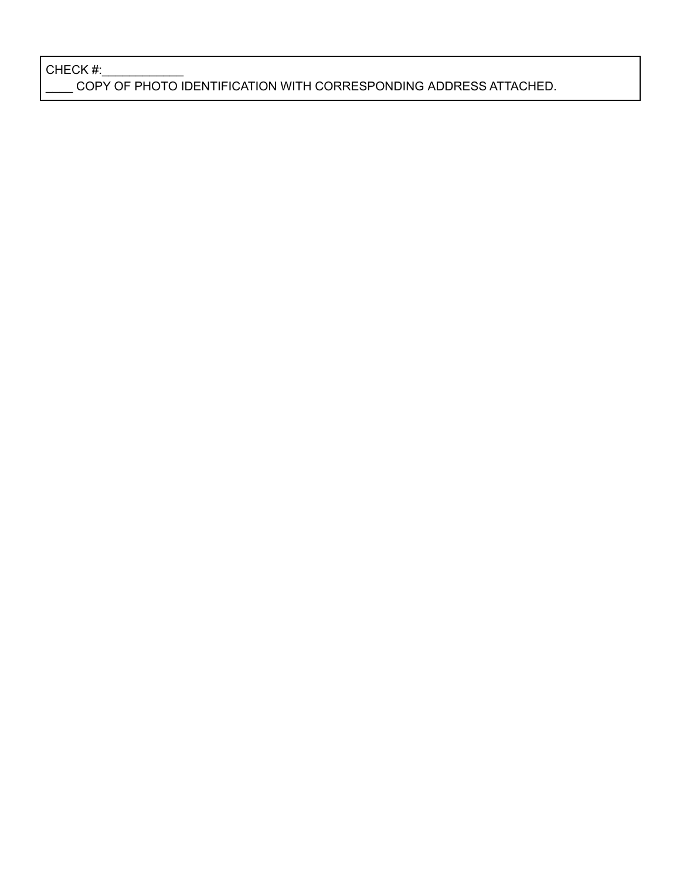CHECK #:____________

____ COPY OF PHOTO IDENTIFICATION WITH CORRESPONDING ADDRESS ATTACHED.